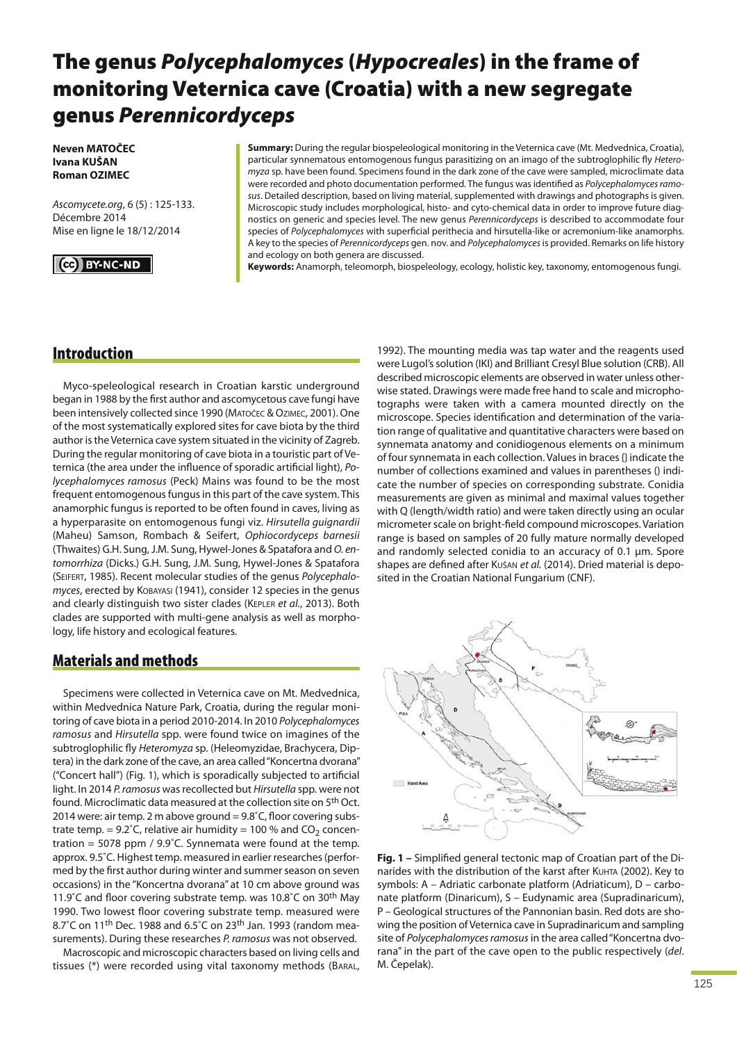# The genus *Polycephalomyces* (*Hypocreales*) in the frame of monitoring Veternica cave (Croatia) with a new segregate genus *Perennicordyceps*

**Neven MATOČEC**
**Ivana KUŠAN**
**Roman OZIMEC**

*Ascomycete.org*, 6 (5) : 125-133.
Décembre 2014
Mise en ligne le 18/12/2014

CC BY-NC-ND

**Summary:** During the regular biospeleological monitoring in the Veternica cave (Mt. Medvednica, Croatia), particular synnematous entomogenous fungus parasitizing on an imago of the subtroglophilic fly *Heteromyza* sp. have been found. Specimens found in the dark zone of the cave were sampled, microclimate data were recorded and photo documentation performed. The fungus was identified as *Polycephalomyces ramosus*. Detailed description, based on living material, supplemented with drawings and photographs is given. Microscopic study includes morphological, histo- and cyto-chemical data in order to improve future diagnostics on generic and species level. The new genus *Perennicordyceps* is described to accommodate four species of *Polycephalomyces* with superficial perithecia and hirsutella-like or acremonium-like anamorphs. A key to the species of *Perennicordyceps* gen. nov. and *Polycephalomyces* is provided. Remarks on life history and ecology on both genera are discussed.

**Keywords:** Anamorph, teleomorph, biospeleology, ecology, holistic key, taxonomy, entomogenous fungi.

## Introduction

Myco-speleological research in Croatian karstic underground began in 1988 by the first author and ascomycetous cave fungi have been intensively collected since 1990 (Matočec & Ozimec, 2001). One of the most systematically explored sites for cave biota by the third author is the Veternica cave system situated in the vicinity of Zagreb. During the regular monitoring of cave biota in a touristic part of Veternica (the area under the influence of sporadic artificial light), *Polycephalomyces ramosus* (Peck) Mains was found to be the most frequent entomogenous fungus in this part of the cave system. This anamorphic fungus is reported to be often found in caves, living as a hyperparasite on entomogenous fungi viz. *Hirsutella guignardii* (Maheu) Samson, Rombach & Seifert, *Ophiocordyceps barnesii* (Thwaites) G.H. Sung, J.M. Sung, Hywel-Jones & Spatafora and *O. entomorrhiza* (Dicks.) G.H. Sung, J.M. Sung, Hywel-Jones & Spatafora (Seifert, 1985). Recent molecular studies of the genus *Polycephalomyces*, erected by Kobayasi (1941), consider 12 species in the genus and clearly distinguish two sister clades (Kepler *et al.*, 2013). Both clades are supported with multi-gene analysis as well as morphology, life history and ecological features.

## Materials and methods

Specimens were collected in Veternica cave on Mt. Medvednica, within Medvednica Nature Park, Croatia, during the regular monitoring of cave biota in a period 2010-2014. In 2010 *Polycephalomyces ramosus* and *Hirsutella* spp. were found twice on imagines of the subtroglophilic fly *Heteromyza* sp. (Heleomyzidae, Brachycera, Diptera) in the dark zone of the cave, an area called "Koncertna dvorana" ("Concert hall") (Fig. 1), which is sporadically subjected to artificial light. In 2014 *P. ramosus* was recollected but *Hirsutella* spp. were not found. Microclimatic data measured at the collection site on 5th Oct. 2014 were: air temp. 2 m above ground = 9.8°C, floor covering substrate temp. = 9.2°C, relative air humidity = 100 % and $CO_2$ concentration = 5078 ppm / 9.9°C. Synnemata were found at the temp. approx. 9.5°C. Highest temp. measured in earlier researches (performed by the first author during winter and summer season on seven occasions) in the "Koncertna dvorana" at 10 cm above ground was 11.9°C and floor covering substrate temp. was 10.8°C on 30th May 1990. Two lowest floor covering substrate temp. measured were 8.7°C on 11th Dec. 1988 and 6.5°C on 23th Jan. 1993 (random measurements). During these researches *P. ramosus* was not observed.

Macroscopic and microscopic characters based on living cells and tissues (*) were recorded using vital taxonomy methods (Baral, 1992). The mounting media was tap water and the reagents used were Lugol's solution (IKI) and Brilliant Cresyl Blue solution (CRB). All described microscopic elements are observed in water unless otherwise stated. Drawings were made free hand to scale and microphotographs were taken with a camera mounted directly on the microscope. Species identification and determination of the variation range of qualitative and quantitative characters were based on synnemata anatomy and conidiogenous elements on a minimum of four synnemata in each collection. Values in braces {} indicate the number of collections examined and values in parentheses () indicate the number of species on corresponding substrate. Conidia measurements are given as minimal and maximal values together with Q (length/width ratio) and were taken directly using an ocular micrometer scale on bright-field compound microscopes. Variation range is based on samples of 20 fully mature normally developed and randomly selected conidia to an accuracy of 0.1 µm. Spore shapes are defined after Kušan *et al.* (2014). Dried material is deposited in the Croatian National Fungarium (CNF).

**Fig. 1 –** Simplified general tectonic map of Croatian part of the Dinarides with the distribution of the karst after Kuhta (2002). Key to symbols: A – Adriatic carbonate platform (Adriaticum), D – carbonate platform (Dinaricum), S – Eudynamic area (Supradinaricum), P – Geological structures of the Pannonian basin. Red dots are showing the position of Veternica cave in Supradinaricum and sampling site of *Polycephalomyces ramosus* in the area called "Koncertna dvorana" in the part of the cave open to the public respectively (*del.* M. Čepelak).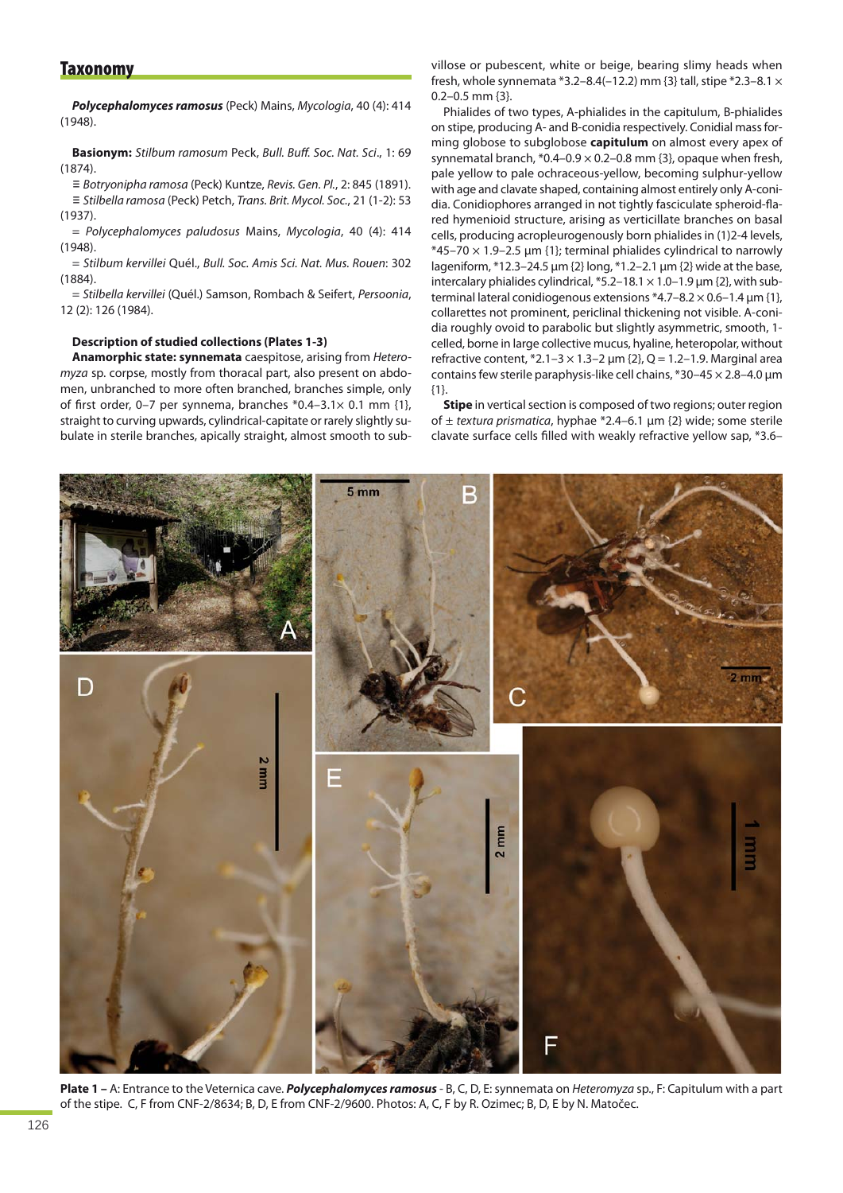## Taxonomy

***Polycephalomyces ramosus*** (Peck) Mains, *Mycologia*, 40 (4): 414 (1948).

**Basionym:** *Stilbum ramosum* Peck, *Bull. Buff. Soc. Nat. Sci*., 1: 69 (1874).

≡ *Botryonipha ramosa* (Peck) Kuntze, *Revis. Gen. Pl*., 2: 845 (1891).
≡ *Stilbella ramosa* (Peck) Petch, *Trans. Brit. Mycol. Soc*., 21 (1-2): 53 (1937).

= *Polycephalomyces paludosus* Mains, *Mycologia*, 40 (4): 414 (1948).

= *Stilbum kervillei* Quél., *Bull. Soc. Amis Sci. Nat. Mus. Rouen*: 302 (1884).

= *Stilbella kervillei* (Quél.) Samson, Rombach & Seifert, *Persoonia*, 12 (2): 126 (1984).

**Description of studied collections (Plates 1-3)**

**Anamorphic state: synnemata** caespitose, arising from *Heteromyza* sp. corpse, mostly from thoracal part, also present on abdomen, unbranched to more often branched, branches simple, only of first order, 0–7 per synnema, branches *0.4–3.1× 0.1 mm {1}, straight to curving upwards, cylindrical-capitate or rarely slightly subulate in sterile branches, apically straight, almost smooth to subvillose or pubescent, white or beige, bearing slimy heads when fresh, whole synnemata *3.2–8.4(–12.2) mm {3} tall, stipe *2.3–8.1 × 0.2–0.5 mm {3}.

Phialides of two types, A-phialides in the capitulum, B-phialides on stipe, producing A- and B-conidia respectively. Conidial mass forming globose to subglobose **capitulum** on almost every apex of synnematal branch, *0.4–0.9 × 0.2–0.8 mm {3}, opaque when fresh, pale yellow to pale ochraceous-yellow, becoming sulphur-yellow with age and clavate shaped, containing almost entirely only A-conidia. Conidiophores arranged in not tightly fasciculate spheroid-flared hymenioid structure, arising as verticillate branches on basal cells, producing acropleurogenously born phialides in (1)2-4 levels, *45–70 × 1.9–2.5 µm {1}; terminal phialides cylindrical to narrowly lageniform, *12.3–24.5 µm {2} long, *1.2–2.1 µm {2} wide at the base, intercalary phialides cylindrical, *5.2–18.1 × 1.0–1.9 µm {2}, with subterminal lateral conidiogenous extensions *4.7–8.2 × 0.6–1.4 µm {1}, collarettes not prominent, periclinal thickening not visible. A-conidia roughly ovoid to parabolic but slightly asymmetric, smooth, 1-celled, borne in large collective mucus, hyaline, heteropolar, without refractive content, *2.1–3 × 1.3–2 µm {2}, Q = 1.2–1.9. Marginal area contains few sterile paraphysis-like cell chains, *30–45 × 2.8–4.0 µm {1}.

**Stipe** in vertical section is composed of two regions; outer region of ± *textura prismatica*, hyphae *2.4–6.1 µm {2} wide; some sterile clavate surface cells filled with weakly refractive yellow sap, *3.6–

**Plate 1 –** A: Entrance to the Veternica cave. ***Polycephalomyces ramosus*** - B, C, D, E: synnemata on *Heteromyza* sp., F: Capitulum with a part of the stipe. C, F from CNF-2/8634; B, D, E from CNF-2/9600. Photos: A, C, F by R. Ozimec; B, D, E by N. Matočec.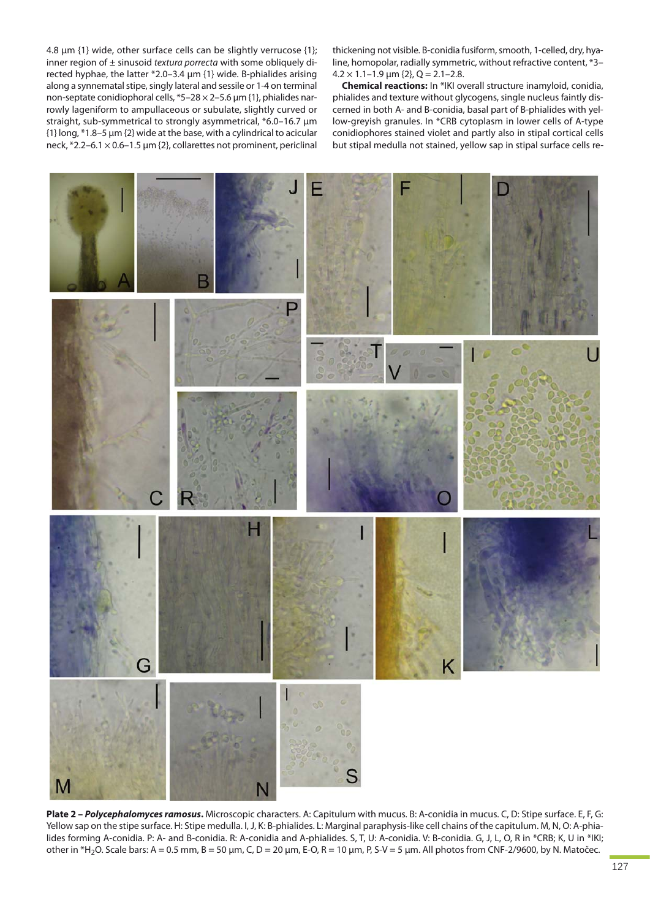4.8 µm {1} wide, other surface cells can be slightly verrucose {1}; inner region of ± sinusoid *textura porrecta* with some obliquely directed hyphae, the latter *2.0–3.4 µm {1} wide. B-phialides arising along a synnematal stipe, singly lateral and sessile or 1-4 on terminal non-septate conidiophoral cells, *5–28 × 2–5.6 µm {1}, phialides narrowly lageniform to ampullaceous or subulate, slightly curved or straight, sub-symmetrical to strongly asymmetrical, *6.0–16.7 µm {1} long, *1.8–5 µm {2} wide at the base, with a cylindrical to acicular neck, *2.2–6.1 × 0.6–1.5 µm {2}, collarettes not prominent, periclinal thickening not visible. B-conidia fusiform, smooth, 1-celled, dry, hyaline, homopolar, radially symmetric, without refractive content, *3–4.2 × 1.1–1.9 µm {2}, Q = 2.1–2.8.

**Chemical reactions:** In *IKI overall structure inamyloid, conidia, phialides and texture without glycogens, single nucleus faintly discerned in both A- and B-conidia, basal part of B-phialides with yellow-greyish granules. In *CRB cytoplasm in lower cells of A-type conidiophores stained violet and partly also in stipal cortical cells but stipal medulla not stained, yellow sap in stipal surface cells re-

**Plate 2 – *Polycephalomyces ramosus*.** Microscopic characters. A: Capitulum with mucus. B: A-conidia in mucus. C, D: Stipe surface. E, F, G: Yellow sap on the stipe surface. H: Stipe medulla. I, J, K: B-phialides. L: Marginal paraphysis-like cell chains of the capitulum. M, N, O: A-phialides forming A-conidia. P: A- and B-conidia. R: A-conidia and A-phialides. S, T, U: A-conidia. V: B-conidia. G, J, L, O, R in *CRB; K, U in *IKI; other in *$H_2O$. Scale bars: A = 0.5 mm, B = 50 µm, C, D = 20 µm, E-O, R = 10 µm, P, S-V = 5 µm. All photos from CNF-2/9600, by N. Matočec.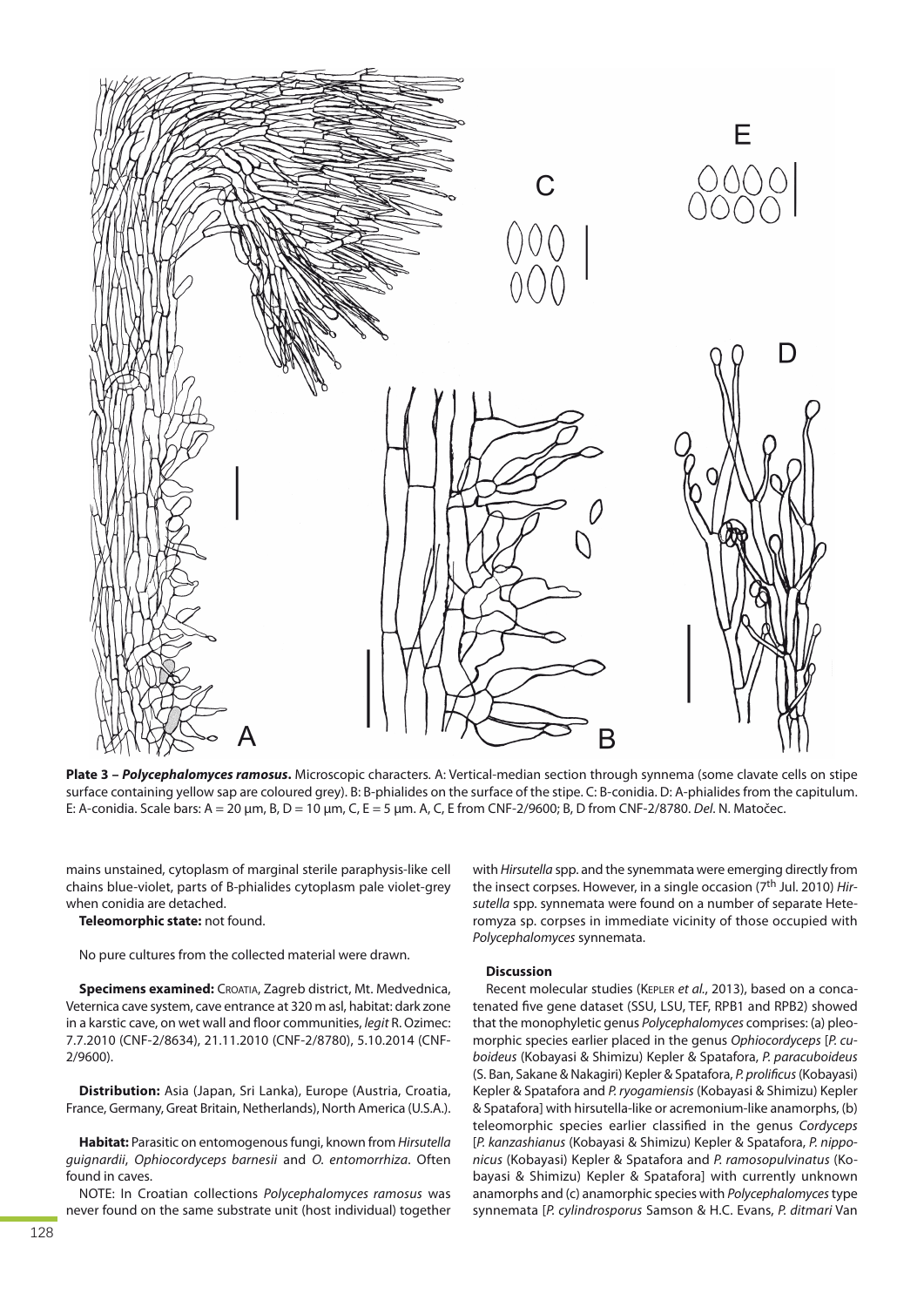**Plate 3 – *Polycephalomyces ramosus*.** Microscopic characters. A: Vertical-median section through synnema (some clavate cells on stipe surface containing yellow sap are coloured grey). B: B-phialides on the surface of the stipe. C: B-conidia. D: A-phialides from the capitulum. E: A-conidia. Scale bars: A = 20 µm, B, D = 10 µm, C, E = 5 µm. A, C, E from CNF-2/9600; B, D from CNF-2/8780. *Del*. N. Matočec.

mains unstained, cytoplasm of marginal sterile paraphysis-like cell chains blue-violet, parts of B-phialides cytoplasm pale violet-grey when conidia are detached.

**Teleomorphic state:** not found.

No pure cultures from the collected material were drawn.

**Specimens examined:** Croatia, Zagreb district, Mt. Medvednica, Veternica cave system, cave entrance at 320 m asl, habitat: dark zone in a karstic cave, on wet wall and floor communities, *legit* R. Ozimec: 7.7.2010 (CNF-2/8634), 21.11.2010 (CNF-2/8780), 5.10.2014 (CNF-2/9600).

**Distribution:** Asia (Japan, Sri Lanka), Europe (Austria, Croatia, France, Germany, Great Britain, Netherlands), North America (U.S.A.).

**Habitat:** Parasitic on entomogenous fungi, known from *Hirsutella guignardii*, *Ophiocordyceps barnesii* and *O. entomorrhiza*. Often found in caves.

NOTE: In Croatian collections *Polycephalomyces ramosus* was never found on the same substrate unit (host individual) together with *Hirsutella* spp. and the synemmata were emerging directly from the insect corpses. However, in a single occasion (7[th] Jul. 2010) *Hirsutella* spp. synnemata were found on a number of separate Heteromyza sp. corpses in immediate vicinity of those occupied with *Polycephalomyces* synnemata.

### Discussion

Recent molecular studies (Kepler *et al*., 2013), based on a concatenated five gene dataset (SSU, LSU, TEF, RPB1 and RPB2) showed that the monophyletic genus *Polycephalomyces* comprises: (a) pleomorphic species earlier placed in the genus *Ophiocordyceps* [*P. cuboideus* (Kobayasi & Shimizu) Kepler & Spatafora, *P. paracuboideus* (S. Ban, Sakane & Nakagiri) Kepler & Spatafora, *P. prolificus* (Kobayasi) Kepler & Spatafora and *P. ryogamiensis* (Kobayasi & Shimizu) Kepler & Spatafora] with hirsutella-like or acremonium-like anamorphs, (b) teleomorphic species earlier classified in the genus *Cordyceps* [*P. kanzashianus* (Kobayasi & Shimizu) Kepler & Spatafora, *P. nipponicus* (Kobayasi) Kepler & Spatafora and *P. ramosopulvinatus* (Kobayasi & Shimizu) Kepler & Spatafora] with currently unknown anamorphs and (c) anamorphic species with *Polycephalomyces* type synnemata [*P. cylindrosporus* Samson & H.C. Evans, *P. ditmari* Van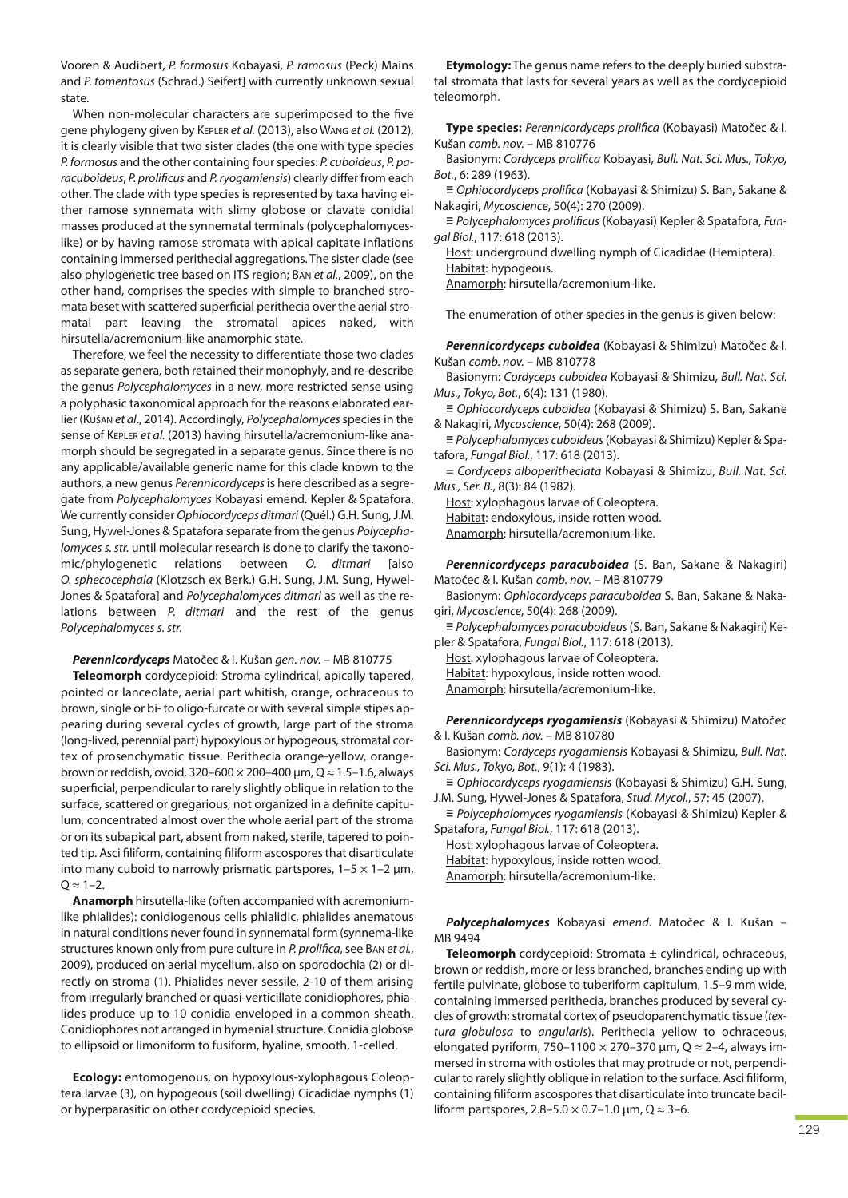Vooren & Audibert, *P. formosus* Kobayasi, *P. ramosus* (Peck) Mains and *P. tomentosus* (Schrad.) Seifert] with currently unknown sexual state.

When non-molecular characters are superimposed to the five gene phylogeny given by Kepler *et al.* (2013), also Wang *et al.* (2012), it is clearly visible that two sister clades (the one with type species *P. formosus* and the other containing four species: *P. cuboideus*, *P. paracuboideus*, *P. prolificus* and *P. ryogamiensis*) clearly differ from each other. The clade with type species is represented by taxa having either ramose synnemata with slimy globose or clavate conidial masses produced at the synnematal terminals (polycephalomyces-like) or by having ramose stromata with apical capitate inflations containing immersed perithecial aggregations. The sister clade (see also phylogenetic tree based on ITS region; Ban *et al.*, 2009), on the other hand, comprises the species with simple to branched stromata beset with scattered superficial perithecia over the aerial stromatal part leaving the stromatal apices naked, with hirsutella/acremonium-like anamorphic state.

Therefore, we feel the necessity to differentiate those two clades as separate genera, both retained their monophyly, and re-describe the genus *Polycephalomyces* in a new, more restricted sense using a polyphasic taxonomical approach for the reasons elaborated earlier (Kušan *et al*., 2014). Accordingly, *Polycephalomyces* species in the sense of Kepler *et al.* (2013) having hirsutella/acremonium-like anamorph should be segregated in a separate genus. Since there is no any applicable/available generic name for this clade known to the authors, a new genus *Perennicordyceps* is here described as a segregate from *Polycephalomyces* Kobayasi emend. Kepler & Spatafora. We currently consider *Ophiocordyceps ditmari* (Quél.) G.H. Sung, J.M. Sung, Hywel-Jones & Spatafora separate from the genus *Polycephalomyces s. str.* until molecular research is done to clarify the taxonomic/phylogenetic relations between *O. ditmari* [also *O. sphecocephala* (Klotzsch ex Berk.) G.H. Sung, J.M. Sung, Hywel-Jones & Spatafora] and *Polycephalomyces ditmari* as well as the relations between *P. ditmari* and the rest of the genus *Polycephalomyces s. str.*

***Perennicordyceps*** Matočec & I. Kušan *gen. nov.* – MB 810775

**Teleomorph** cordycepioid: Stroma cylindrical, apically tapered, pointed or lanceolate, aerial part whitish, orange, ochraceous to brown, single or bi- to oligo-furcate or with several simple stipes appearing during several cycles of growth, large part of the stroma (long-lived, perennial part) hypoxylous or hypogeous, stromatal cortex of prosenchymatic tissue. Perithecia orange-yellow, orange-brown or reddish, ovoid, 320–600 × 200–400 µm, Q ≈ 1.5–1.6, always superficial, perpendicular to rarely slightly oblique in relation to the surface, scattered or gregarious, not organized in a definite capitulum, concentrated almost over the whole aerial part of the stroma or on its subapical part, absent from naked, sterile, tapered to pointed tip. Asci filiform, containing filiform ascospores that disarticulate into many cuboid to narrowly prismatic partspores, 1–5 × 1–2 µm, Q ≈ 1–2.

**Anamorph** hirsutella-like (often accompanied with acremonium-like phialides): conidiogenous cells phialidic, phialides anematous in natural conditions never found in synnematal form (synnema-like structures known only from pure culture in *P. prolifica*, see Ban *et al.*, 2009), produced on aerial mycelium, also on sporodochia (2) or directly on stroma (1). Phialides never sessile, 2-10 of them arising from irregularly branched or quasi-verticillate conidiophores, phialides produce up to 10 conidia enveloped in a common sheath. Conidiophores not arranged in hymenial structure. Conidia globose to ellipsoid or limoniform to fusiform, hyaline, smooth, 1-celled.

**Ecology:** entomogenous, on hypoxylous-xylophagous Coleoptera larvae (3), on hypogeous (soil dwelling) Cicadidae nymphs (1) or hyperparasitic on other cordycepioid species.

**Etymology:** The genus name refers to the deeply buried substratal stromata that lasts for several years as well as the cordycepioid teleomorph.

**Type species:** *Perennicordyceps prolifica* (Kobayasi) Matočec & I. Kušan *comb. nov.* – MB 810776

Basionym: *Cordyceps prolifica* Kobayasi, *Bull. Nat. Sci. Mus., Tokyo, Bot.*, 6: 289 (1963).

≡ *Ophiocordyceps prolifica* (Kobayasi & Shimizu) S. Ban, Sakane & Nakagiri, *Mycoscience*, 50(4): 270 (2009).

≡ *Polycephalomyces prolificus* (Kobayasi) Kepler & Spatafora, *Fungal Biol.*, 117: 618 (2013).

Host: underground dwelling nymph of Cicadidae (Hemiptera).
Habitat: hypogeous.
Anamorph: hirsutella/acremonium-like.

The enumeration of other species in the genus is given below:

***Perennicordyceps cuboidea*** (Kobayasi & Shimizu) Matočec & I. Kušan *comb. nov.* – MB 810778

Basionym: *Cordyceps cuboidea* Kobayasi & Shimizu, *Bull. Nat. Sci. Mus., Tokyo, Bot.*, 6(4): 131 (1980).

≡ *Ophiocordyceps cuboidea* (Kobayasi & Shimizu) S. Ban, Sakane & Nakagiri, *Mycoscience*, 50(4): 268 (2009).

≡ *Polycephalomyces cuboideus* (Kobayasi & Shimizu) Kepler & Spatafora, *Fungal Biol.*, 117: 618 (2013).

= *Cordyceps alboperitheciata* Kobayasi & Shimizu, *Bull. Nat. Sci. Mus., Ser. B.*, 8(3): 84 (1982).

Host: xylophagous larvae of Coleoptera.
Habitat: endoxylous, inside rotten wood.
Anamorph: hirsutella/acremonium-like.

***Perennicordyceps paracuboidea*** (S. Ban, Sakane & Nakagiri) Matočec & I. Kušan *comb. nov.* – MB 810779

Basionym: *Ophiocordyceps paracuboidea* S. Ban, Sakane & Nakagiri, *Mycoscience*, 50(4): 268 (2009).

≡ *Polycephalomyces paracuboideus* (S. Ban, Sakane & Nakagiri) Kepler & Spatafora, *Fungal Biol.*, 117: 618 (2013).

Host: xylophagous larvae of Coleoptera.
Habitat: hypoxylous, inside rotten wood.
Anamorph: hirsutella/acremonium-like.

***Perennicordyceps ryogamiensis*** (Kobayasi & Shimizu) Matočec & I. Kušan *comb. nov.* – MB 810780

Basionym: *Cordyceps ryogamiensis* Kobayasi & Shimizu, *Bull. Nat. Sci. Mus., Tokyo, Bot.*, 9(1): 4 (1983).

≡ *Ophiocordyceps ryogamiensis* (Kobayasi & Shimizu) G.H. Sung, J.M. Sung, Hywel-Jones & Spatafora, *Stud. Mycol.*, 57: 45 (2007).

≡ *Polycephalomyces ryogamiensis* (Kobayasi & Shimizu) Kepler & Spatafora, *Fungal Biol.*, 117: 618 (2013).

Host: xylophagous larvae of Coleoptera.
Habitat: hypoxylous, inside rotten wood.
Anamorph: hirsutella/acremonium-like.

***Polycephalomyces*** Kobayasi *emend*. Matočec & I. Kušan – MB 9494

**Teleomorph** cordycepioid: Stromata ± cylindrical, ochraceous, brown or reddish, more or less branched, branches ending up with fertile pulvinate, globose to tuberiform capitulum, 1.5–9 mm wide, containing immersed perithecia, branches produced by several cycles of growth; stromatal cortex of pseudoparenchymatic tissue (*textura globulosa* to *angularis*). Perithecia yellow to ochraceous, elongated pyriform, 750–1100 × 270–370 µm, Q ≈ 2–4, always immersed in stroma with ostioles that may protrude or not, perpendicular to rarely slightly oblique in relation to the surface. Asci filiform, containing filiform ascospores that disarticulate into truncate bacilliform partspores, 2.8–5.0 × 0.7–1.0 µm, Q ≈ 3–6.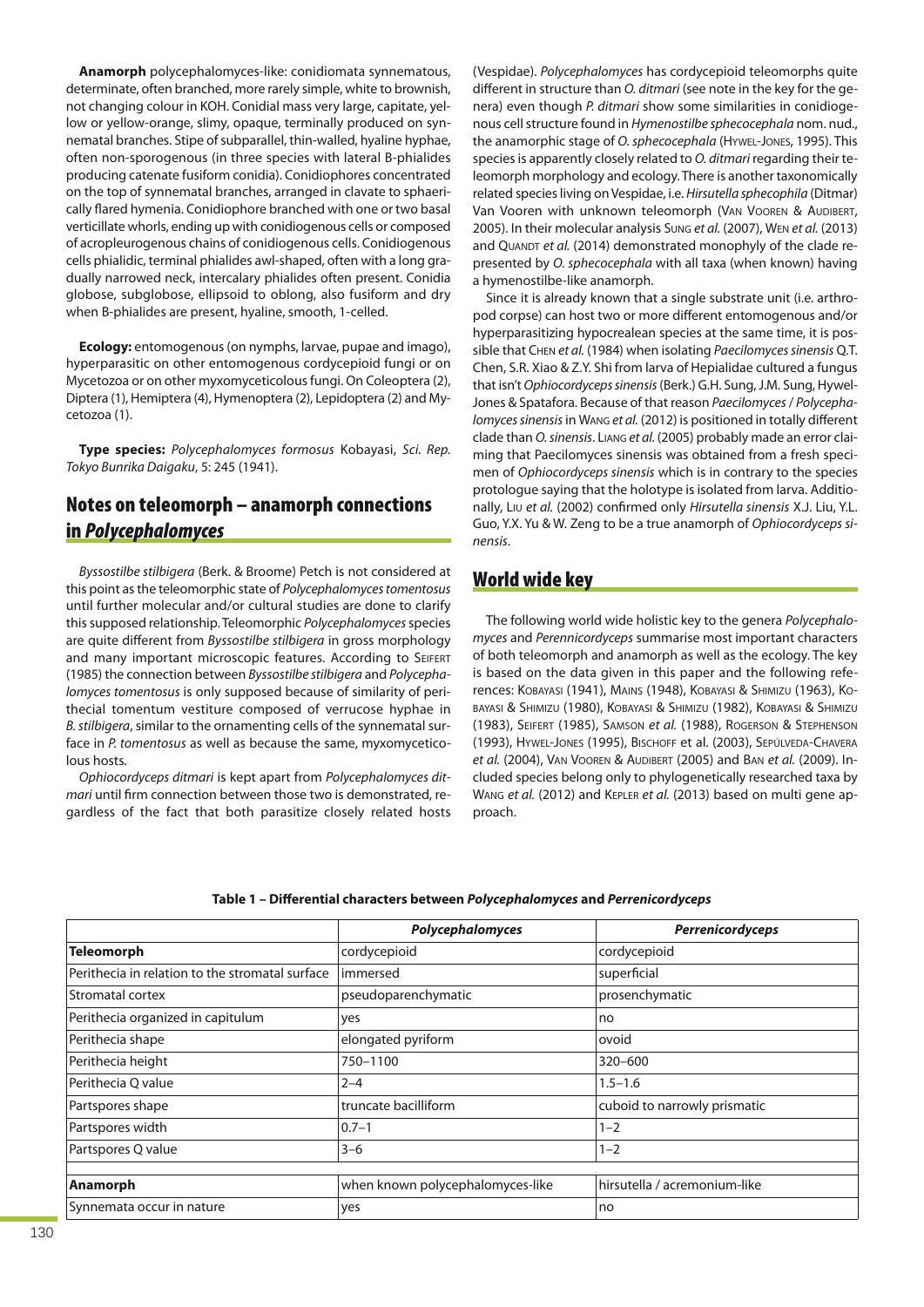**Anamorph** polycephalomyces-like: conidiomata synnematous, determinate, often branched, more rarely simple, white to brownish, not changing colour in KOH. Conidial mass very large, capitate, yellow or yellow-orange, slimy, opaque, terminally produced on synnematal branches. Stipe of subparallel, thin-walled, hyaline hyphae, often non-sporogenous (in three species with lateral B-phialides producing catenate fusiform conidia). Conidiophores concentrated on the top of synnematal branches, arranged in clavate to sphaerically flared hymenia. Conidiophore branched with one or two basal verticillate whorls, ending up with conidiogenous cells or composed of acropleurogenous chains of conidiogenous cells. Conidiogenous cells phialidic, terminal phialides awl-shaped, often with a long gradually narrowed neck, intercalary phialides often present. Conidia globose, subglobose, ellipsoid to oblong, also fusiform and dry when B-phialides are present, hyaline, smooth, 1-celled.

**Ecology:** entomogenous (on nymphs, larvae, pupae and imago), hyperparasitic on other entomogenous cordycepioid fungi or on Mycetozoa or on other myxomyceticolous fungi. On Coleoptera (2), Diptera (1), Hemiptera (4), Hymenoptera (2), Lepidoptera (2) and Mycetozoa (1).

**Type species:** *Polycephalomyces formosus* Kobayasi, *Sci. Rep. Tokyo Bunrika Daigaku*, 5: 245 (1941).

## Notes on teleomorph – anamorph connections in *Polycephalomyces*

*Byssostilbe stilbigera* (Berk. & Broome) Petch is not considered at this point as the teleomorphic state of *Polycephalomyces tomentosus* until further molecular and/or cultural studies are done to clarify this supposed relationship. Teleomorphic *Polycephalomyces* species are quite different from *Byssostilbe stilbigera* in gross morphology and many important microscopic features. According to Seifert (1985) the connection between *Byssostilbe stilbigera* and *Polycephalomyces tomentosus* is only supposed because of similarity of perithecial tomentum vestiture composed of verrucose hyphae in *B. stilbigera*, similar to the ornamenting cells of the synnematal surface in *P. tomentosus* as well as because the same, myxomyceticolous hosts.

*Ophiocordyceps ditmari* is kept apart from *Polycephalomyces ditmari* until firm connection between those two is demonstrated, regardless of the fact that both parasitize closely related hosts (Vespidae). *Polycephalomyces* has cordycepioid teleomorphs quite different in structure than *O. ditmari* (see note in the key for the genera) even though *P. ditmari* show some similarities in conidiogenous cell structure found in *Hymenostilbe sphecocephala* nom. nud., the anamorphic stage of *O. sphecocephala* (Hywel-Jones, 1995). This species is apparently closely related to *O. ditmari* regarding their teleomorph morphology and ecology. There is another taxonomically related species living on Vespidae, i.e. *Hirsutella sphecophila* (Ditmar) Van Vooren with unknown teleomorph (Van Vooren & Audibert, 2005). In their molecular analysis Sung *et al.* (2007), Wen *et al.* (2013) and Quandt *et al.* (2014) demonstrated monophyly of the clade represented by *O. sphecocephala* with all taxa (when known) having a hymenostilbe-like anamorph.

Since it is already known that a single substrate unit (i.e. arthropod corpse) can host two or more different entomogenous and/or hyperparasitizing hypocrealean species at the same time, it is possible that Chen *et al.* (1984) when isolating *Paecilomyces sinensis* Q.T. Chen, S.R. Xiao & Z.Y. Shi from larva of Hepialidae cultured a fungus that isn't *Ophiocordyceps sinensis* (Berk.) G.H. Sung, J.M. Sung, Hywel-Jones & Spatafora. Because of that reason *Paecilomyces / Polycephalomyces sinensis* in Wang *et al.* (2012) is positioned in totally different clade than *O. sinensis*. Liang *et al.* (2005) probably made an error claiming that Paecilomyces sinensis was obtained from a fresh specimen of *Ophiocordyceps sinensis* which is in contrary to the species protologue saying that the holotype is isolated from larva. Additionally, Liu *et al.* (2002) confirmed only *Hirsutella sinensis* X.J. Liu, Y.L. Guo, Y.X. Yu & W. Zeng to be a true anamorph of *Ophiocordyceps sinensis*.

## World wide key

The following world wide holistic key to the genera *Polycephalomyces* and *Perennicordyceps* summarise most important characters of both teleomorph and anamorph as well as the ecology. The key is based on the data given in this paper and the following references: Kobayasi (1941), Mains (1948), Kobayasi & Shimizu (1963), Kobayasi & Shimizu (1980), Kobayasi & Shimizu (1982), Kobayasi & Shimizu (1983), Seifert (1985), Samson *et al.* (1988), Rogerson & Stephenson (1993), Hywel-Jones (1995), Bischoff et al. (2003), Sepúlveda-Chavera *et al.* (2004), Van Vooren & Audibert (2005) and Ban *et al.* (2009). Included species belong only to phylogenetically researched taxa by Wang *et al.* (2012) and Kepler *et al.* (2013) based on multi gene approach.

**Table 1 – Differential characters between *Polycephalomyces* and *Perrenicordyceps***

| | ***Polycephalomyces*** | ***Perrenicordyceps*** |
|---|---|---|
| **Teleomorph** | cordycepioid | cordycepioid |
| Perithecia in relation to the stromatal surface | immersed | superficial |
| Stromatal cortex | pseudoparenchymatic | prosenchymatic |
| Perithecia organized in capitulum | yes | no |
| Perithecia shape | elongated pyriform | ovoid |
| Perithecia height | 750–1100 | 320–600 |
| Perithecia Q value | 2–4 | 1.5–1.6 |
| Partspores shape | truncate bacilliform | cuboid to narrowly prismatic |
| Partspores width | 0.7–1 | 1–2 |
| Partspores Q value | 3–6 | 1–2 |
| | | |
| **Anamorph** | when known polycephalomyces-like | hirsutella / acremonium-like |
| Synnemata occur in nature | yes | no |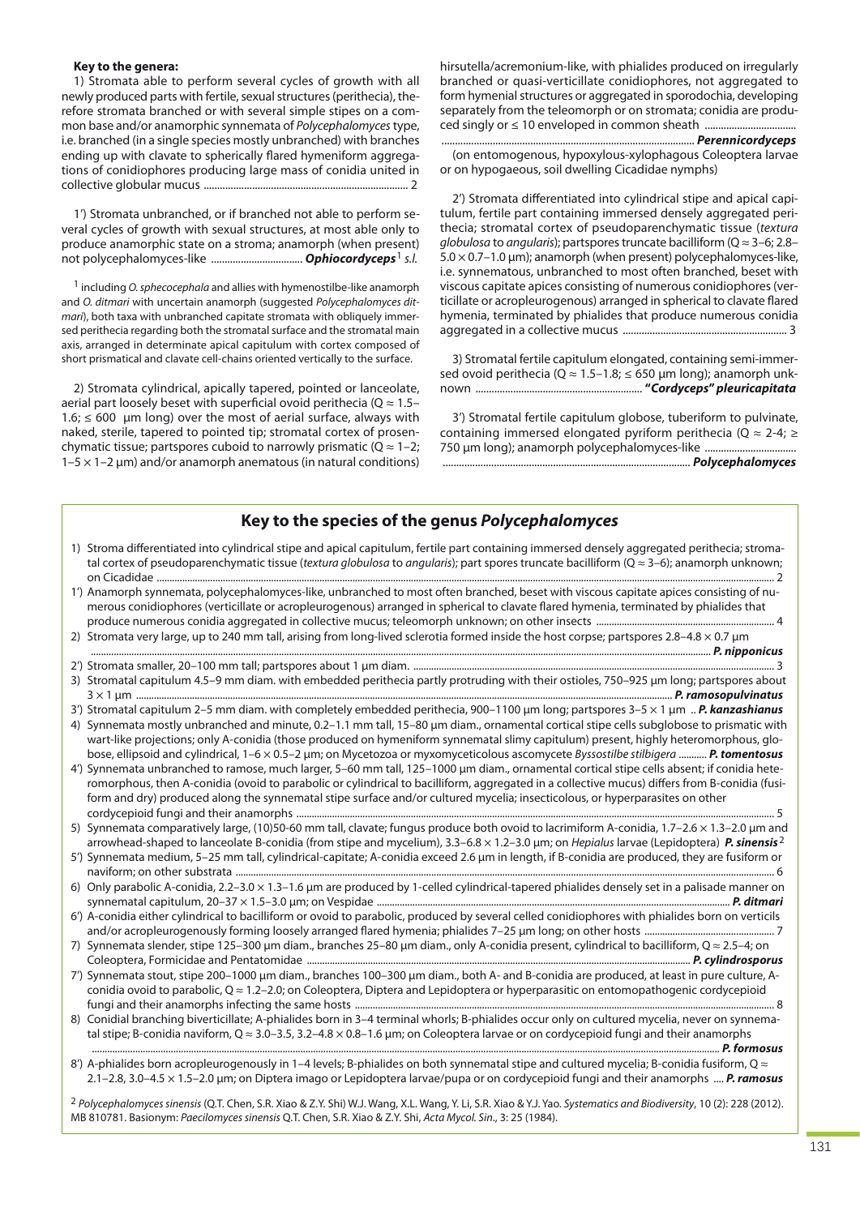**Key to the genera:**

1) Stromata able to perform several cycles of growth with all newly produced parts with fertile, sexual structures (perithecia), therefore stromata branched or with several simple stipes on a common base and/or anamorphic synnemata of *Polycephalomyces* type, i.e. branched (in a single species mostly unbranched) with branches ending up with clavate to spherically flared hymeniform aggregations of conidiophores producing large mass of conidia united in collective globular mucus ............................................................................ 2

1') Stromata unbranched, or if branched not able to perform several cycles of growth with sexual structures, at most able only to produce anamorphic state on a stroma; anamorph (when present) not polycephalomyces-like .................................. ***Ophiocordyceps***[1] *s.l.*

[1] including *O. sphecocephala* and allies with hymenostilbe-like anamorph and *O. ditmari* with uncertain anamorph (suggested *Polycephalomyces ditmari*), both taxa with unbranched capitate stromata with obliquely immersed perithecia regarding both the stromatal surface and the stromatal main axis, arranged in determinate apical capitulum with cortex composed of short prismatical and clavate cell-chains oriented vertically to the surface.

2) Stromata cylindrical, apically tapered, pointed or lanceolate, aerial part loosely beset with superficial ovoid perithecia (Q ≈ 1.5–1.6; ≤ 600 µm long) over the most of aerial surface, always with naked, sterile, tapered to pointed tip; stromatal cortex of prosenchymatic tissue; partspores cuboid to narrowly prismatic (Q ≈ 1–2; 1–5 × 1–2 µm) and/or anamorph anematous (in natural conditions) hirsutella/acremonium-like, with phialides produced on irregularly branched or quasi-verticillate conidiophores, not aggregated to form hymenial structures or aggregated in sporodochia, developing separately from the teleomorph or on stromata; conidia are produced singly or ≤ 10 enveloped in common sheath .................................. ***Perennicordyceps***

(on entomogenous, hypoxylous-xylophagous Coleoptera larvae or on hypogaeous, soil dwelling Cicadidae nymphs)

2') Stromata differentiated into cylindrical stipe and apical capitulum, fertile part containing immersed densely aggregated perithecia; stromatal cortex of pseudoparenchymatic tissue (*textura globulosa* to *angularis*); partspores truncate bacilliform (Q ≈ 3–6; 2.8–5.0 × 0.7–1.0 µm); anamorph (when present) polycephalomyces-like, i.e. synnematous, unbranched to most often branched, beset with viscous capitate apices consisting of numerous conidiophores (verticillate or acropleurogenous) arranged in spherical to clavate flared hymenia, terminated by phialides that produce numerous conidia aggregated in a collective mucus ............................................................ 3

3) Stromatal fertile capitulum elongated, containing semi-immersed ovoid perithecia (Q ≈ 1.5–1.8; ≤ 650 µm long); anamorph unknown ............................................................ ***"Cordyceps" pleuricapitata***

3') Stromatal fertile capitulum globose, tuberiform to pulvinate, containing immersed elongated pyriform perithecia (Q ≈ 2-4; ≥ 750 µm long); anamorph polycephalomyces-like .................................. ***Polycephalomyces***

## Key to the species of the genus *Polycephalomyces*

1) Stroma differentiated into cylindrical stipe and apical capitulum, fertile part containing immersed densely aggregated perithecia; stromatal cortex of pseudoparenchymatic tissue (*textura globulosa* to *angularis*); part spores truncate bacilliform (Q ≈ 3–6); anamorph unknown; on Cicadidae ........................................................................................................................ 2

1') Anamorph synnemata, polycephalomyces-like, unbranched to most often branched, beset with viscous capitate apices consisting of numerous conidiophores (verticillate or acropleurogenous) arranged in spherical to clavate flared hymenia, terminated by phialides that produce numerous conidia aggregated in collective mucus; teleomorph unknown; on other insects ...................................................... 4

2) Stromata very large, up to 240 mm tall, arising from long-lived sclerotia formed inside the host corpse; partspores 2.8–4.8 × 0.7 µm ........................................................................................................................ ***P. nipponicus***

2') Stromata smaller, 20–100 mm tall; partspores about 1 µm diam. ........................................................................ 3

3) Stromatal capitulum 4.5–9 mm diam. with embedded perithecia partly protruding with their ostioles, 750–925 µm long; partspores about 3 × 1 µm ........................................................................................................................ ***P. ramosopulvinatus***

3') Stromatal capitulum 2–5 mm diam. with completely embedded perithecia, 900–1100 µm long; partspores 3–5 × 1 µm .. ***P. kanzashianus***

4) Synnemata mostly unbranched and minute, 0.2–1.1 mm tall, 15–80 µm diam., ornamental cortical stipe cells subglobose to prismatic with wart-like projections; only A-conidia (those produced on hymeniform synnematal slimy capitulum) present, highly heteromorphous, globose, ellipsoid and cylindrical, 1–6 × 0.5–2 µm; on Mycetozoa or myxomyceticolous ascomycete *Byssostilbe stilbigera* ........... ***P. tomentosus***

4') Synnemata unbranched to ramose, much larger, 5–60 mm tall, 125–1000 µm diam., ornamental cortical stipe cells absent; if conidia heteromorphous, then A-conidia (ovoid to parabolic or cylindrical to bacilliform, aggregated in a collective mucus) differs from B-conidia (fusiform and dry) produced along the synnematal stipe surface and/or cultured mycelia; insecticolous, or hyperparasites on other cordycepioid fungi and their anamorphs ........................................................................................................................ 5

5) Synnemata comparatively large, (10)50-60 mm tall, clavate; fungus produce both ovoid to lacrimiform A-conidia, 1.7–2.6 × 1.3–2.0 µm and arrowhead-shaped to lanceolate B-conidia (from stipe and mycelium), 3.3–6.8 × 1.2–3.0 µm; on *Hepialus* larvae (Lepidoptera) ***P. sinensis***[2]

5') Synnemata medium, 5–25 mm tall, cylindrical-capitate; A-conidia exceed 2.6 µm in length, if B-conidia are produced, they are fusiform or naviform; on other substrata ........................................................................................................................ 6

6) Only parabolic A-conidia, 2.2–3.0 × 1.3–1.6 µm are produced by 1-celled cylindrical-tapered phialides densely set in a palisade manner on synnematal capitulum, 20–37 × 1.5–3.0 µm; on Vespidae ........................................................................ ***P. ditmari***

6') A-conidia either cylindrical to bacilliform or ovoid to parabolic, produced by several celled conidiophores with phialides born on verticils and/or acropleurogenously forming loosely arranged flared hymenia; phialides 7–25 µm long; on other hosts .................................................. 7

7) Synnemata slender, stipe 125–300 µm diam., branches 25–80 µm diam., only A-conidia present, cylindrical to bacilliform, Q ≈ 2.5–4; on Coleoptera, Formicidae and Pentatomidae ........................................................................ ***P. cylindrosporus***

7') Synnemata stout, stipe 200–1000 µm diam., branches 100–300 µm diam., both A- and B-conidia are produced, at least in pure culture, A-conidia ovoid to parabolic, Q ≈ 1.2–2.0; on Coleoptera, Diptera and Lepidoptera or hyperparasitic on entomopathogenic cordycepioid fungi and their anamorphs infecting the same hosts ........................................................................................................................ 8

8) Conidial branching biverticillate; A-phialides born in 3–4 terminal whorls; B-phialides occur only on cultured mycelia, never on synnematal stipe; B-conidia naviform, Q ≈ 3.0–3.5, 3.2–4.8 × 0.8–1.6 µm; on Coleoptera larvae or on cordycepioid fungi and their anamorphs ........................................................................................................................ ***P. formosus***

8') A-phialides born acropleurogenously in 1–4 levels; B-phialides on both synnematal stipe and cultured mycelia; B-conidia fusiform, Q ≈ 2.1–2.8, 3.0–4.5 × 1.5–2.0 µm; on Diptera imago or Lepidoptera larvae/pupa or on cordycepioid fungi and their anamorphs .... ***P. ramosus***

[2] *Polycephalomyces sinensis* (Q.T. Chen, S.R. Xiao & Z.Y. Shi) W.J. Wang, X.L. Wang, Y. Li, S.R. Xiao & Y.J. Yao. *Systematics and Biodiversity*, 10 (2): 228 (2012). MB 810781. Basionym: *Paecilomyces sinensis* Q.T. Chen, S.R. Xiao & Z.Y. Shi, *Acta Mycol. Sin.*, 3: 25 (1984).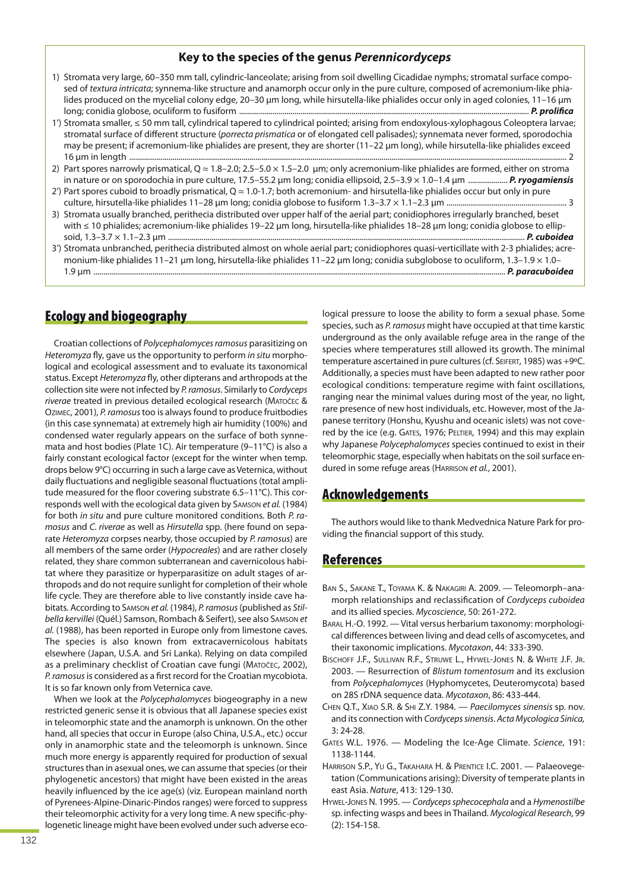### Key to the species of the genus *Perennicordyceps*

1) Stromata very large, 60–350 mm tall, cylindric-lanceolate; arising from soil dwelling Cicadidae nymphs; stromatal surface composed of *textura intricata*; synnema-like structure and anamorph occur only in the pure culture, composed of acremonium-like phialides produced on the mycelial colony edge, 20–30 µm long, while hirsutella-like phialides occur only in aged colonies, 11–16 µm long; conidia globose, oculiform to fusiform .......... ***P. prolifica***

1') Stromata smaller, ≤ 50 mm tall, cylindrical tapered to cylindrical pointed; arising from endoxylous-xylophagous Coleoptera larvae; stromatal surface of different structure (*porrecta prismatica* or of elongated cell palisades); synnemata never formed, sporodochia may be present; if acremonium-like phialides are present, they are shorter (11–22 µm long), while hirsutella-like phialides exceed 16 µm in length .......... 2

2) Part spores narrowly prismatical, Q ≈ 1.8–2.0; 2.5–5.0 × 1.5–2.0 µm; only acremonium-like phialides are formed, either on stroma in nature or on sporodochia in pure culture, 17.5–55.2 µm long; conidia ellipsoid, 2.5–3.9 × 1.0–1.4 µm .......... ***P. ryogamiensis***

2') Part spores cuboid to broadly prismatical, Q ≈ 1.0-1.7; both acremonium- and hirsutella-like phialides occur but only in pure culture, hirsutella-like phialides 11–28 µm long; conidia globose to fusiform 1.3–3.7 × 1.1–2.3 µm .......... 3

3) Stromata usually branched, perithecia distributed over upper half of the aerial part; conidiophores irregularly branched, beset with ≤ 10 phialides; acremonium-like phialides 19–22 µm long, hirsutella-like phialides 18–28 µm long; conidia globose to ellipsoid, 1.3–3.7 × 1.1–2.3 µm .......... ***P. cuboidea***

3') Stromata unbranched, perithecia distributed almost on whole aerial part; conidiophores quasi-verticillate with 2-3 phialides; acremonium-like phialides 11–21 µm long, hirsutella-like phialides 11–22 µm long; conidia subglobose to oculiform, 1.3–1.9 × 1.0–1.9 µm .......... ***P. paracuboidea***

## Ecology and biogeography

Croatian collections of *Polycephalomyces ramosus* parasitizing on *Heteromyza* fly, gave us the opportunity to perform *in situ* morphological and ecological assessment and to evaluate its taxonomical status. Except *Heteromyza* fly, other dipterans and arthropods at the collection site were not infected by *P. ramosus*. Similarly to *Cordyceps riverae* treated in previous detailed ecological research (Matočec & Ozimec, 2001), *P. ramosus* too is always found to produce fruitbodies (in this case synnemata) at extremely high air humidity (100%) and condensed water regularly appears on the surface of both synnemata and host bodies (Plate 1C). Air temperature (9–11°C) is also a fairly constant ecological factor (except for the winter when temp. drops below 9°C) occurring in such a large cave as Veternica, without daily fluctuations and negligible seasonal fluctuations (total amplitude measured for the floor covering substrate 6.5–11°C). This corresponds well with the ecological data given by Samson *et al.* (1984) for both *in situ* and pure culture monitored conditions. Both *P. ramosus* and *C. riverae* as well as *Hirsutella* spp. (here found on separate *Heteromyza* corpses nearby, those occupied by *P. ramosus*) are all members of the same order (*Hypocreales*) and are rather closely related, they share common subterranean and cavernicolous habitat where they parasitize or hyperparasitize on adult stages of arthropods and do not require sunlight for completion of their whole life cycle. They are therefore able to live constantly inside cave habitats. According to Samson *et al.* (1984), *P. ramosus* (published as *Stilbella kervillei* (Quél.) Samson, Rombach & Seifert), see also Samson *et al.* (1988), has been reported in Europe only from limestone caves. The species is also known from extracavernicolous habitats elsewhere (Japan, U.S.A. and Sri Lanka). Relying on data compiled as a preliminary checklist of Croatian cave fungi (Matočec, 2002), *P. ramosus* is considered as a first record for the Croatian mycobiota. It is so far known only from Veternica cave.

When we look at the *Polycephalomyces* biogeography in a new restricted generic sense it is obvious that all Japanese species exist in teleomorphic state and the anamorph is unknown. On the other hand, all species that occur in Europe (also China, U.S.A., etc.) occur only in anamorphic state and the teleomorph is unknown. Since much more energy is apparently required for production of sexual structures than in asexual ones, we can assume that species (or their phylogenetic ancestors) that might have been existed in the areas heavily influenced by the ice age(s) (viz. European mainland north of Pyrenees-Alpine-Dinaric-Pindos ranges) were forced to suppress their teleomorphic activity for a very long time. A new specific-phylogenetic lineage might have been evolved under such adverse ecological pressure to loose the ability to form a sexual phase. Some species, such as *P. ramosus* might have occupied at that time karstic underground as the only available refuge area in the range of the species where temperatures still allowed its growth. The minimal temperature ascertained in pure cultures (cf. Seifert, 1985) was +9ºC. Additionally, a species must have been adapted to new rather poor ecological conditions: temperature regime with faint oscillations, ranging near the minimal values during most of the year, no light, rare presence of new host individuals, etc. However, most of the Japanese territory (Honshu, Kyushu and oceanic islets) was not covered by the ice (e.g. Gates, 1976; Peltier, 1994) and this may explain why Japanese *Polycephalomyces* species continued to exist in their teleomorphic stage, especially when habitats on the soil surface endured in some refuge areas (Harrison *et al.*, 2001).

## Acknowledgements

The authors would like to thank Medvednica Nature Park for providing the financial support of this study.

## References

Ban S., Sakane T., Toyama K. & Nakagiri A. 2009. — Teleomorph–anamorph relationships and reclassification of *Cordyceps cuboidea* and its allied species. *Mycoscience*, 50: 261-272.

Baral H.-O. 1992. — Vital versus herbarium taxonomy: morphological differences between living and dead cells of ascomycetes, and their taxonomic implications. *Mycotaxon*, 44: 333-390.

Bischoff J.F., Sullivan R.F., Struwe L., Hywel-Jones N. & White J.F. Jr. 2003. — Resurrection of *Blistum tomentosum* and its exclusion from *Polycephalomyces* (Hyphomycetes, Deuteromycota) based on 28S rDNA sequence data. *Mycotaxon*, 86: 433-444.

Chen Q.T., Xiao S.R. & Shi Z.Y. 1984. — *Paecilomyces sinensis* sp. nov. and its connection with *Cordyceps sinensis*. *Acta Mycologica Sinica,* 3: 24-28.

Gates W.L. 1976. — Modeling the Ice-Age Climate. *Science*, 191: 1138-1144.

Harrison S.P., Yu G., Takahara H. & Prentice I.C. 2001. — Palaeovegetation (Communications arising): Diversity of temperate plants in east Asia. *Nature*, 413: 129-130.

Hywel-Jones N. 1995. — *Cordyceps sphecocephala* and a *Hymenostilbe* sp. infecting wasps and bees in Thailand. *Mycological Research*, 99 (2): 154-158.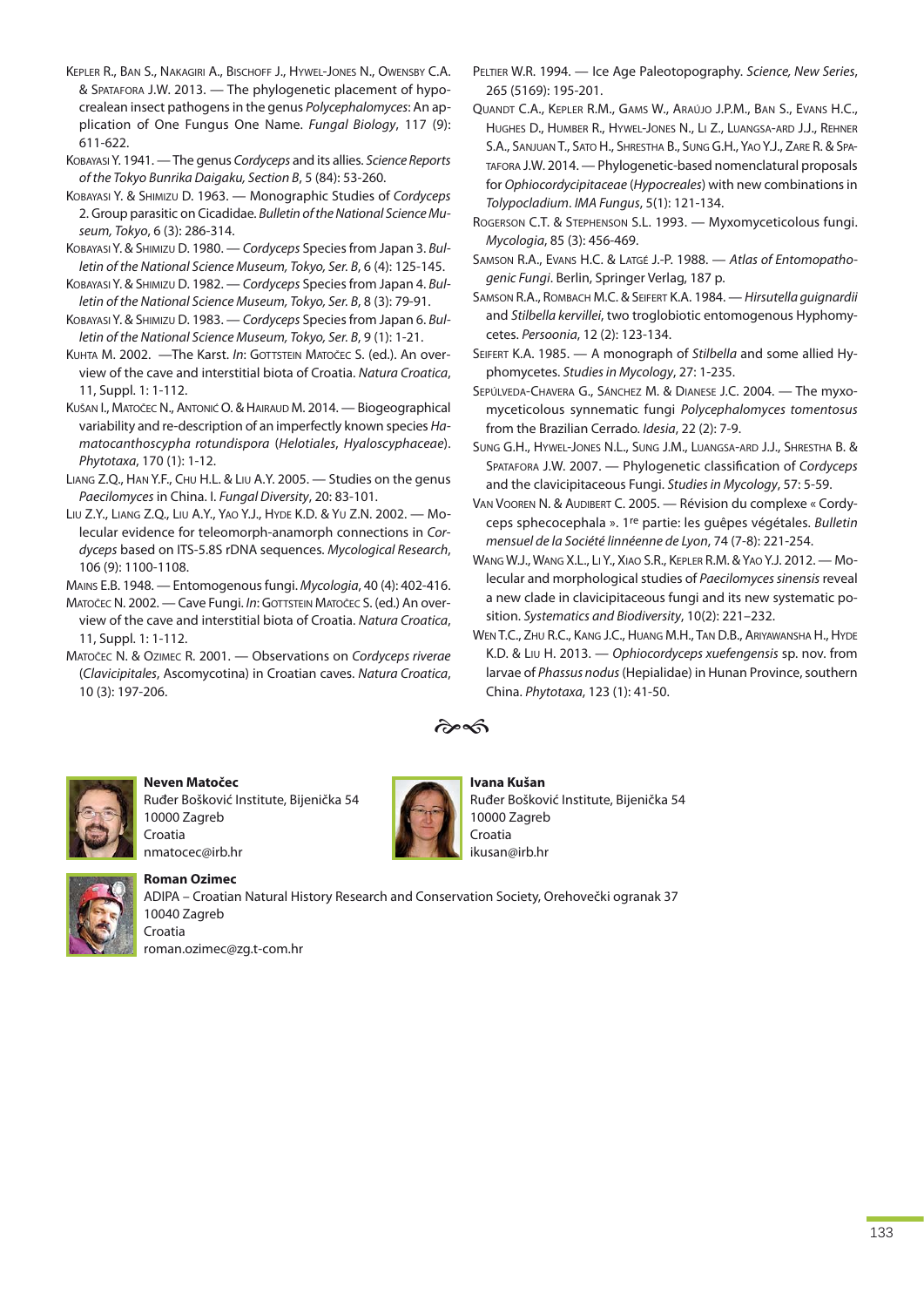Kepler R., Ban S., Nakagiri A., Bischoff J., Hywel-Jones N., Owensby C.A. & Spatafora J.W. 2013. — The phylogenetic placement of hypocrealean insect pathogens in the genus *Polycephalomyces*: An application of One Fungus One Name. *Fungal Biology*, 117 (9): 611-622.

Kobayasi Y. 1941. — The genus *Cordyceps* and its allies. *Science Reports of the Tokyo Bunrika Daigaku, Section B*, 5 (84): 53-260.

Kobayasi Y. & Shimizu D. 1963. — Monographic Studies of *Cordyceps* 2. Group parasitic on Cicadidae. *Bulletin of the National Science Museum, Tokyo*, 6 (3): 286-314.

Kobayasi Y. & Shimizu D. 1980. — *Cordyceps* Species from Japan 3. *Bulletin of the National Science Museum, Tokyo, Ser. B*, 6 (4): 125-145.

Kobayasi Y. & Shimizu D. 1982. — *Cordyceps* Species from Japan 4. *Bulletin of the National Science Museum, Tokyo, Ser. B*, 8 (3): 79-91.

Kobayasi Y. & Shimizu D. 1983. — *Cordyceps* Species from Japan 6. *Bulletin of the National Science Museum, Tokyo, Ser. B*, 9 (1): 1-21.

Kuhta M. 2002. —The Karst. *In*: Gottstein Matočec S. (ed.). An overview of the cave and interstitial biota of Croatia. *Natura Croatica*, 11, Suppl. 1: 1-112.

Kušan I., Matočec N., Antonić O. & Hairaud M. 2014. — Biogeographical variability and re-description of an imperfectly known species *Hamatocanthoscypha rotundispora* (*Helotiales*, *Hyaloscyphaceae*). *Phytotaxa*, 170 (1): 1-12.

Liang Z.Q., Han Y.F., Chu H.L. & Liu A.Y. 2005. — Studies on the genus *Paecilomyces* in China. I. *Fungal Diversity*, 20: 83-101.

Liu Z.Y., Liang Z.Q., Liu A.Y., Yao Y.J., Hyde K.D. & Yu Z.N. 2002. — Molecular evidence for teleomorph-anamorph connections in *Cordyceps* based on ITS-5.8S rDNA sequences. *Mycological Research*, 106 (9): 1100-1108.

Mains E.B. 1948. — Entomogenous fungi. *Mycologia*, 40 (4): 402-416.

Matočec N. 2002. — Cave Fungi. *In*: Gottstein Matočec S. (ed.) An overview of the cave and interstitial biota of Croatia. *Natura Croatica*, 11, Suppl. 1: 1-112.

Matočec N. & Ozimec R. 2001. — Observations on *Cordyceps riverae* (*Clavicipitales*, Ascomycotina) in Croatian caves. *Natura Croatica*, 10 (3): 197-206.

Peltier W.R. 1994. — Ice Age Paleotopography. *Science, New Series*, 265 (5169): 195-201.

Quandt C.A., Kepler R.M., Gams W., Araújo J.P.M., Ban S., Evans H.C., Hughes D., Humber R., Hywel-Jones N., Li Z., Luangsa-ard J.J., Rehner S.A., Sanjuan T., Sato H., Shrestha B., Sung G.H., Yao Y.J., Zare R. & Spatafora J.W. 2014. — Phylogenetic-based nomenclatural proposals for *Ophiocordycipitaceae* (*Hypocreales*) with new combinations in *Tolypocladium*. *IMA Fungus*, 5(1): 121-134.

Rogerson C.T. & Stephenson S.L. 1993. — Myxomyceticolous fungi. *Mycologia*, 85 (3): 456-469.

Samson R.A., Evans H.C. & Latgé J.-P. 1988. — *Atlas of Entomopathogenic Fungi*. Berlin, Springer Verlag, 187 p.

Samson R.A., Rombach M.C. & Seifert K.A. 1984. — *Hirsutella guignardii* and *Stilbella kervillei*, two troglobiotic entomogenous Hyphomycetes. *Persoonia*, 12 (2): 123-134.

Seifert K.A. 1985. — A monograph of *Stilbella* and some allied Hyphomycetes. *Studies in Mycology*, 27: 1-235.

Sepúlveda-Chavera G., Sánchez M. & Dianese J.C. 2004. — The myxomyceticolous synnematic fungi *Polycephalomyces tomentosus* from the Brazilian Cerrado. *Idesia*, 22 (2): 7-9.

Sung G.H., Hywel-Jones N.L., Sung J.M., Luangsa-ard J.J., Shrestha B. & Spatafora J.W. 2007. — Phylogenetic classification of *Cordyceps* and the clavicipitaceous Fungi. *Studies in Mycology*, 57: 5-59.

Van Vooren N. & Audibert C. 2005. — Révision du complexe « Cordyceps sphecocephala ». 1re partie: les guêpes végétales. *Bulletin mensuel de la Société linnéenne de Lyon*, 74 (7-8): 221-254.

Wang W.J., Wang X.L., Li Y., Xiao S.R., Kepler R.M. & Yao Y.J. 2012. — Molecular and morphological studies of *Paecilomyces sinensis* reveal a new clade in clavicipitaceous fungi and its new systematic position. *Systematics and Biodiversity*, 10(2): 221–232.

Wen T.C., Zhu R.C., Kang J.C., Huang M.H., Tan D.B., Ariyawansha H., Hyde K.D. & Liu H. 2013. — *Ophiocordyceps xuefengensis* sp. nov. from larvae of *Phassus nodus* (Hepialidae) in Hunan Province, southern China. *Phytotaxa*, 123 (1): 41-50.

**Neven Matočec**
Ruđer Bošković Institute, Bijenička 54
10000 Zagreb
Croatia
nmatocec@irb.hr

**Ivana Kušan**
Ruđer Bošković Institute, Bijenička 54
10000 Zagreb
Croatia
ikusan@irb.hr

**Roman Ozimec**
ADIPA – Croatian Natural History Research and Conservation Society, Orehovečki ogranak 37
10040 Zagreb
Croatia
roman.ozimec@zg.t-com.hr